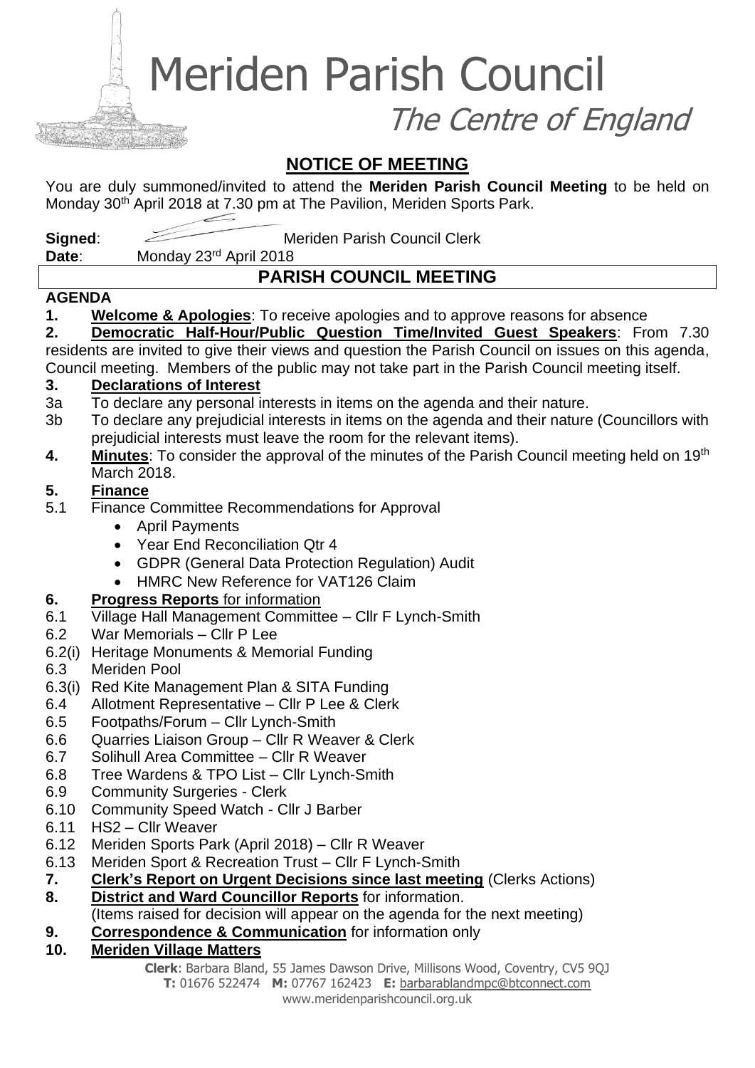# Meriden Parish Council

## The Centre of England

## NOTICE OF MEETING

You are duly summoned/invited to attend the **Meriden Parish Council Meeting** to be held on Monday 30th April 2018 at 7.30 pm at The Pavilion, Meriden Sports Park.

**Signed**: Meriden Parish Council Clerk

**Date**: Monday 23rd April 2018

## PARISH COUNCIL MEETING

**AGENDA**

**1. Welcome & Apologies**: To receive apologies and to approve reasons for absence

**2. Democratic Half-Hour/Public Question Time/Invited Guest Speakers**: From 7.30 residents are invited to give their views and question the Parish Council on issues on this agenda, Council meeting. Members of the public may not take part in the Parish Council meeting itself.

**3. Declarations of Interest**

3a To declare any personal interests in items on the agenda and their nature.

3b To declare any prejudicial interests in items on the agenda and their nature (Councillors with prejudicial interests must leave the room for the relevant items).

**4. Minutes**: To consider the approval of the minutes of the Parish Council meeting held on 19th March 2018.

**5. Finance**

5.1 Finance Committee Recommendations for Approval

- April Payments
- Year End Reconciliation Qtr 4
- GDPR (General Data Protection Regulation) Audit
- HMRC New Reference for VAT126 Claim

**6. Progress Reports** for information

6.1 Village Hall Management Committee – Cllr F Lynch-Smith

6.2 War Memorials – Cllr P Lee

6.2(i) Heritage Monuments & Memorial Funding

6.3 Meriden Pool

6.3(i) Red Kite Management Plan & SITA Funding

6.4 Allotment Representative – Cllr P Lee & Clerk

6.5 Footpaths/Forum – Cllr Lynch-Smith

6.6 Quarries Liaison Group – Cllr R Weaver & Clerk

6.7 Solihull Area Committee – Cllr R Weaver

6.8 Tree Wardens & TPO List – Cllr Lynch-Smith

6.9 Community Surgeries - Clerk

6.10 Community Speed Watch - Cllr J Barber

6.11 HS2 – Cllr Weaver

6.12 Meriden Sports Park (April 2018) – Cllr R Weaver

6.13 Meriden Sport & Recreation Trust – Cllr F Lynch-Smith

**7. Clerk's Report on Urgent Decisions since last meeting** (Clerks Actions)

**8. District and Ward Councillor Reports** for information.
(Items raised for decision will appear on the agenda for the next meeting)

**9. Correspondence & Communication** for information only

**10. Meriden Village Matters**

**Clerk**: Barbara Bland, 55 James Dawson Drive, Millisons Wood, Coventry, CV5 9QJ
**T:** 01676 522474 **M:** 07767 162423 **E:** barbarablandmpc@btconnect.com
www.meridenparishcouncil.org.uk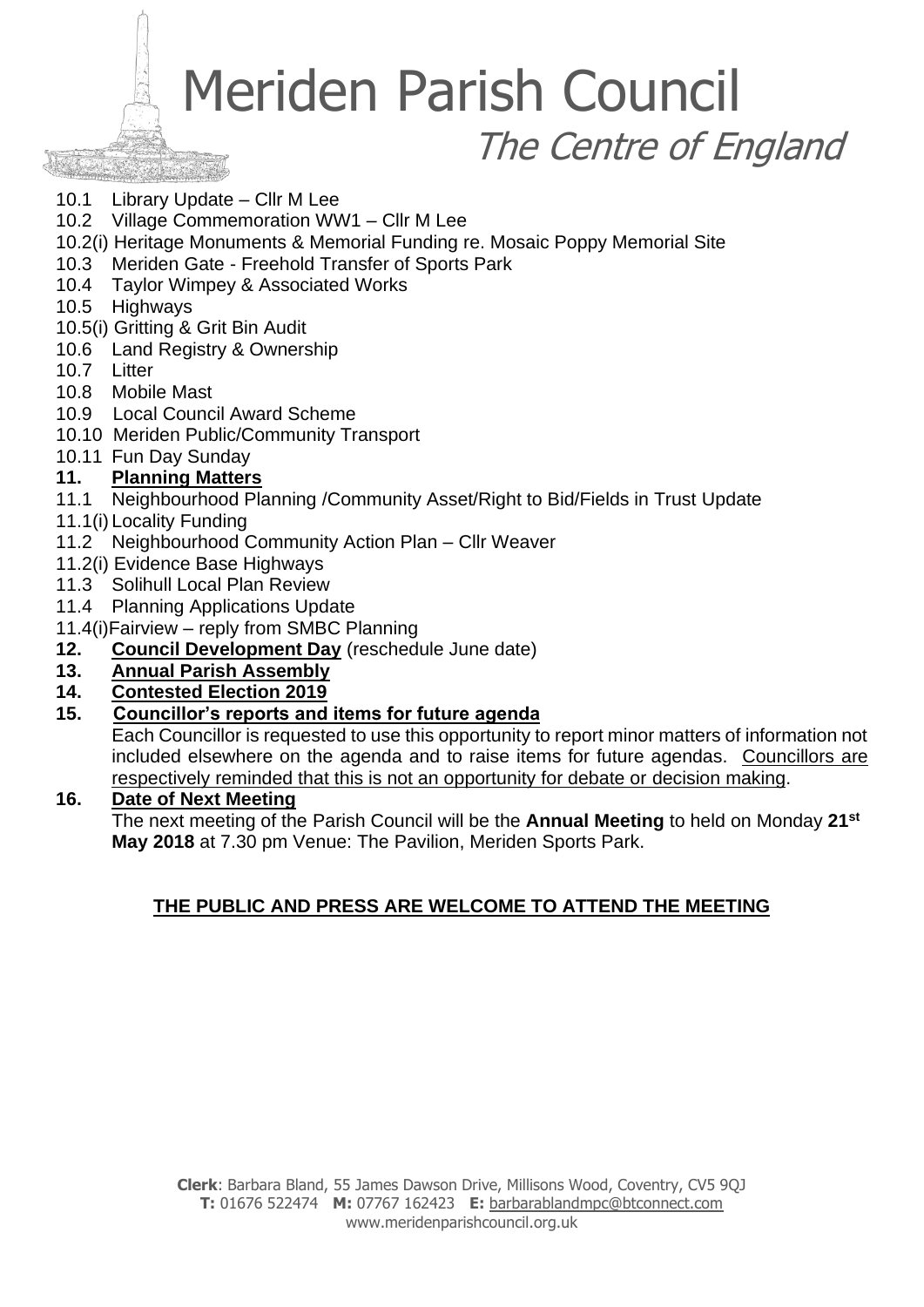# Meriden Parish Council

## The Centre of England

- 10.1 Library Update – Cllr M Lee
- 10.2 Village Commemoration WW1 – Cllr M Lee
- 10.2(i) Heritage Monuments & Memorial Funding re. Mosaic Poppy Memorial Site
- 10.3 Meriden Gate - Freehold Transfer of Sports Park
- 10.4 Taylor Wimpey & Associated Works
- 10.5 Highways
- 10.5(i) Gritting & Grit Bin Audit
- 10.6 Land Registry & Ownership
- 10.7 Litter
- 10.8 Mobile Mast
- 10.9 Local Council Award Scheme
- 10.10 Meriden Public/Community Transport
- 10.11 Fun Day Sunday

**11. Planning Matters**

- 11.1 Neighbourhood Planning /Community Asset/Right to Bid/Fields in Trust Update
- 11.1(i) Locality Funding
- 11.2 Neighbourhood Community Action Plan – Cllr Weaver
- 11.2(i) Evidence Base Highways
- 11.3 Solihull Local Plan Review
- 11.4 Planning Applications Update
- 11.4(i) Fairview – reply from SMBC Planning

**12. Council Development Day** (reschedule June date)

**13. Annual Parish Assembly**

**14. Contested Election 2019**

**15. Councillor's reports and items for future agenda**

Each Councillor is requested to use this opportunity to report minor matters of information not included elsewhere on the agenda and to raise items for future agendas. Councillors are respectively reminded that this is not an opportunity for debate or decision making.

**16. Date of Next Meeting**

The next meeting of the Parish Council will be the **Annual Meeting** to held on Monday **21st May 2018** at 7.30 pm Venue: The Pavilion, Meriden Sports Park.

**THE PUBLIC AND PRESS ARE WELCOME TO ATTEND THE MEETING**

**Clerk**: Barbara Bland, 55 James Dawson Drive, Millisons Wood, Coventry, CV5 9QJ
**T:** 01676 522474 **M:** 07767 162423 **E:** barbarablandmpc@btconnect.com
www.meridenparishcouncil.org.uk